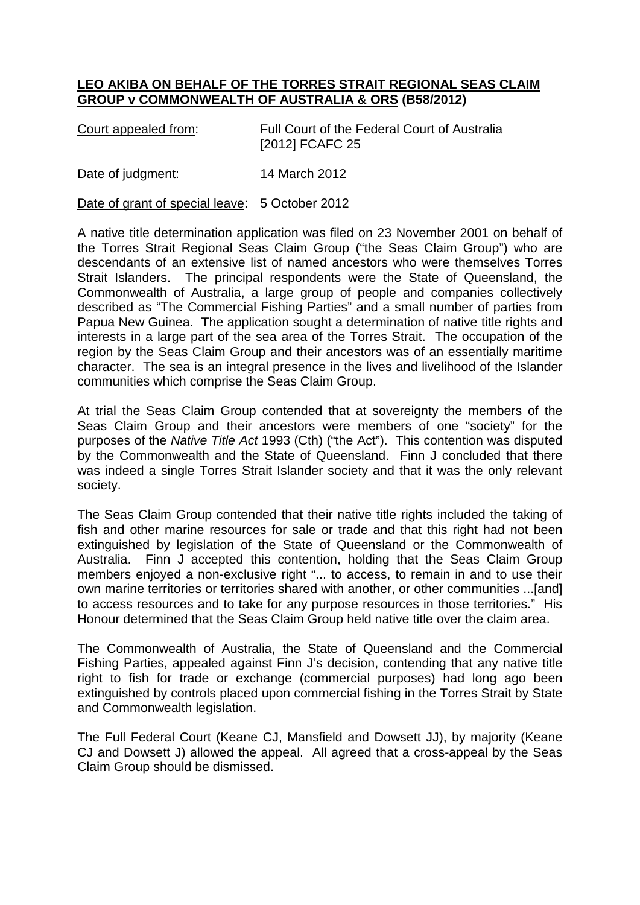**LEO AKIBA ON BEHALF OF THE TORRES STRAIT REGIONAL SEAS CLAIM GROUP v COMMONWEALTH OF AUSTRALIA & ORS (B58/2012)**

Court appealed from: Full Court of the Federal Court of Australia [2012] FCAFC 25

Date of judgment: 14 March 2012

Date of grant of special leave: 5 October 2012

A native title determination application was filed on 23 November 2001 on behalf of the Torres Strait Regional Seas Claim Group ("the Seas Claim Group") who are descendants of an extensive list of named ancestors who were themselves Torres Strait Islanders. The principal respondents were the State of Queensland, the Commonwealth of Australia, a large group of people and companies collectively described as "The Commercial Fishing Parties" and a small number of parties from Papua New Guinea. The application sought a determination of native title rights and interests in a large part of the sea area of the Torres Strait. The occupation of the region by the Seas Claim Group and their ancestors was of an essentially maritime character. The sea is an integral presence in the lives and livelihood of the Islander communities which comprise the Seas Claim Group.

At trial the Seas Claim Group contended that at sovereignty the members of the Seas Claim Group and their ancestors were members of one "society" for the purposes of the *Native Title Act* 1993 (Cth) ("the Act"). This contention was disputed by the Commonwealth and the State of Queensland. Finn J concluded that there was indeed a single Torres Strait Islander society and that it was the only relevant society.

The Seas Claim Group contended that their native title rights included the taking of fish and other marine resources for sale or trade and that this right had not been extinguished by legislation of the State of Queensland or the Commonwealth of Australia. Finn J accepted this contention, holding that the Seas Claim Group members enjoyed a non-exclusive right "... to access, to remain in and to use their own marine territories or territories shared with another, or other communities ...[and] to access resources and to take for any purpose resources in those territories." His Honour determined that the Seas Claim Group held native title over the claim area.

The Commonwealth of Australia, the State of Queensland and the Commercial Fishing Parties, appealed against Finn J's decision, contending that any native title right to fish for trade or exchange (commercial purposes) had long ago been extinguished by controls placed upon commercial fishing in the Torres Strait by State and Commonwealth legislation.

The Full Federal Court (Keane CJ, Mansfield and Dowsett JJ), by majority (Keane CJ and Dowsett J) allowed the appeal. All agreed that a cross-appeal by the Seas Claim Group should be dismissed.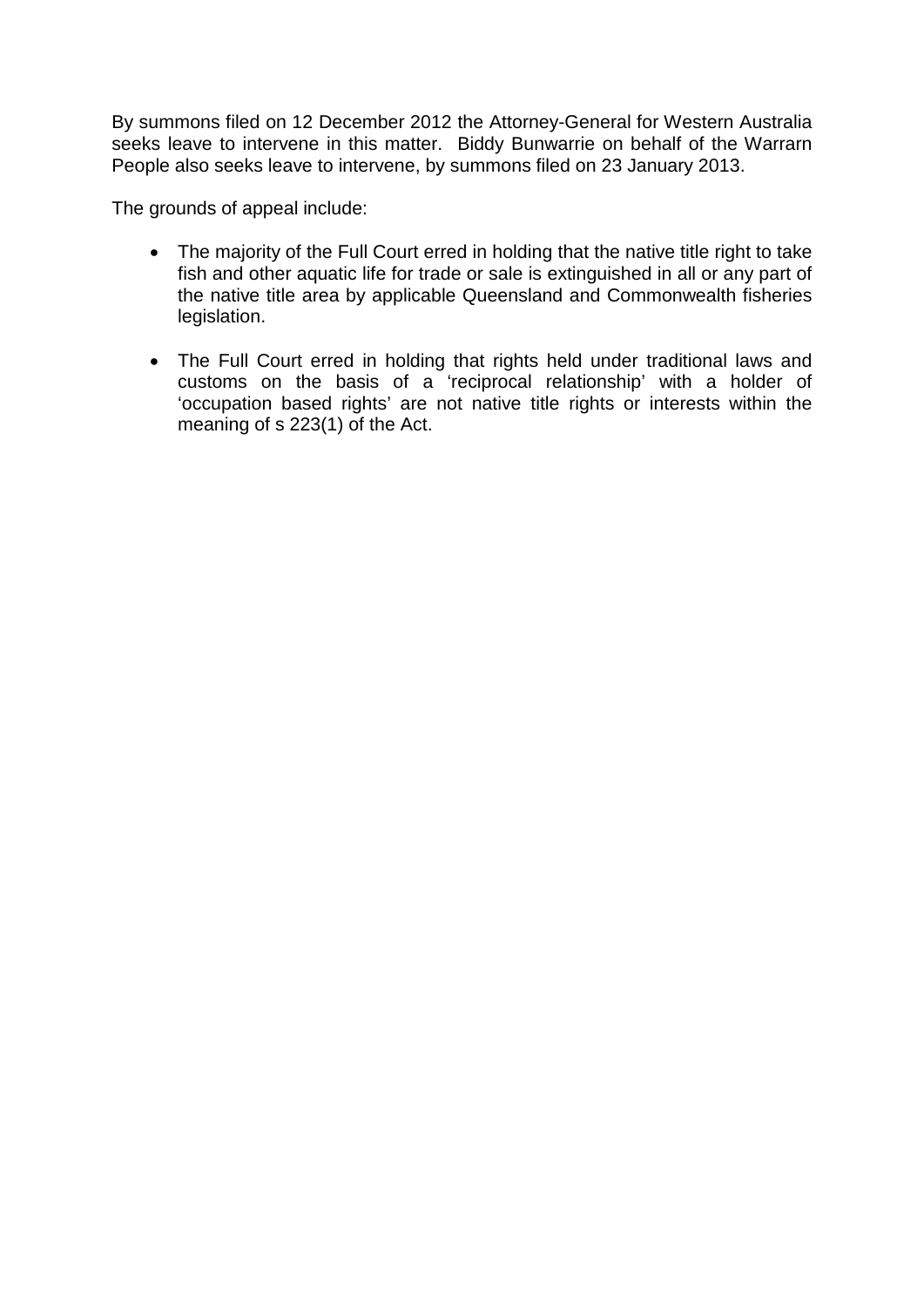By summons filed on 12 December 2012 the Attorney-General for Western Australia seeks leave to intervene in this matter. Biddy Bunwarrie on behalf of the Warrarn People also seeks leave to intervene, by summons filed on 23 January 2013.

The grounds of appeal include:

- The majority of the Full Court erred in holding that the native title right to take fish and other aquatic life for trade or sale is extinguished in all or any part of the native title area by applicable Queensland and Commonwealth fisheries legislation.
- The Full Court erred in holding that rights held under traditional laws and customs on the basis of a 'reciprocal relationship' with a holder of 'occupation based rights' are not native title rights or interests within the meaning of s 223(1) of the Act.